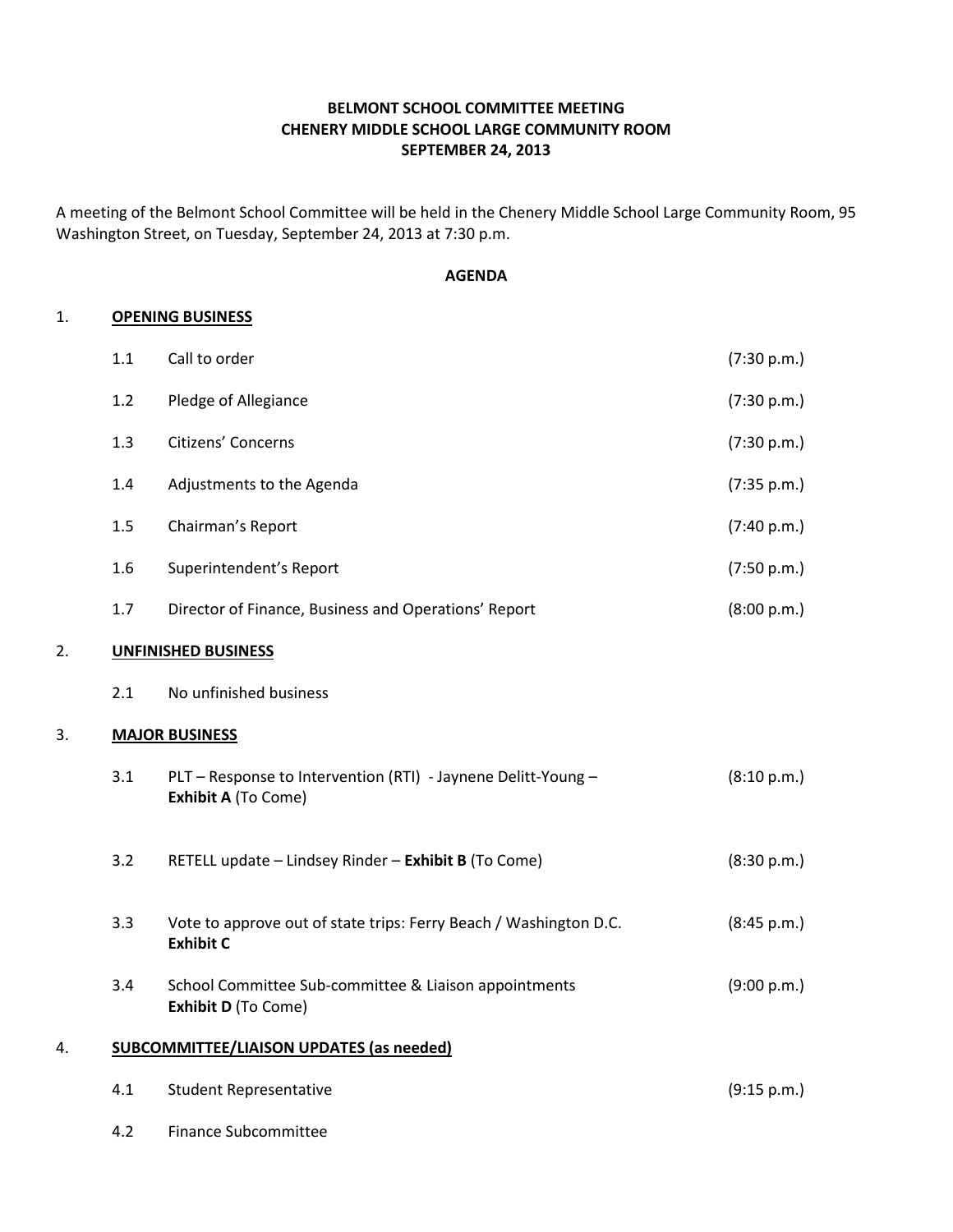**BELMONT SCHOOL COMMITTEE MEETING**
**CHENERY MIDDLE SCHOOL LARGE COMMUNITY ROOM**
**SEPTEMBER 24, 2013**

A meeting of the Belmont School Committee will be held in the Chenery Middle School Large Community Room, 95 Washington Street, on Tuesday, September 24, 2013 at 7:30 p.m.

**AGENDA**

1. **OPENING BUSINESS**

| | | |
|---|---|---|
| 1.1 | Call to order | (7:30 p.m.) |
| 1.2 | Pledge of Allegiance | (7:30 p.m.) |
| 1.3 | Citizens' Concerns | (7:30 p.m.) |
| 1.4 | Adjustments to the Agenda | (7:35 p.m.) |
| 1.5 | Chairman's Report | (7:40 p.m.) |
| 1.6 | Superintendent's Report | (7:50 p.m.) |
| 1.7 | Director of Finance, Business and Operations' Report | (8:00 p.m.) |

2. **UNFINISHED BUSINESS**

| | | |
|---|---|---|
| 2.1 | No unfinished business | |

3. **MAJOR BUSINESS**

| | | |
|---|---|---|
| 3.1 | PLT – Response to Intervention (RTI) - Jaynene Delitt-Young – **Exhibit A** (To Come) | (8:10 p.m.) |
| 3.2 | RETELL update – Lindsey Rinder – **Exhibit B** (To Come) | (8:30 p.m.) |
| 3.3 | Vote to approve out of state trips: Ferry Beach / Washington D.C. **Exhibit C** | (8:45 p.m.) |
| 3.4 | School Committee Sub-committee & Liaison appointments **Exhibit D** (To Come) | (9:00 p.m.) |

4. **SUBCOMMITTEE/LIAISON UPDATES (as needed)**

| | | |
|---|---|---|
| 4.1 | Student Representative | (9:15 p.m.) |
| 4.2 | Finance Subcommittee | |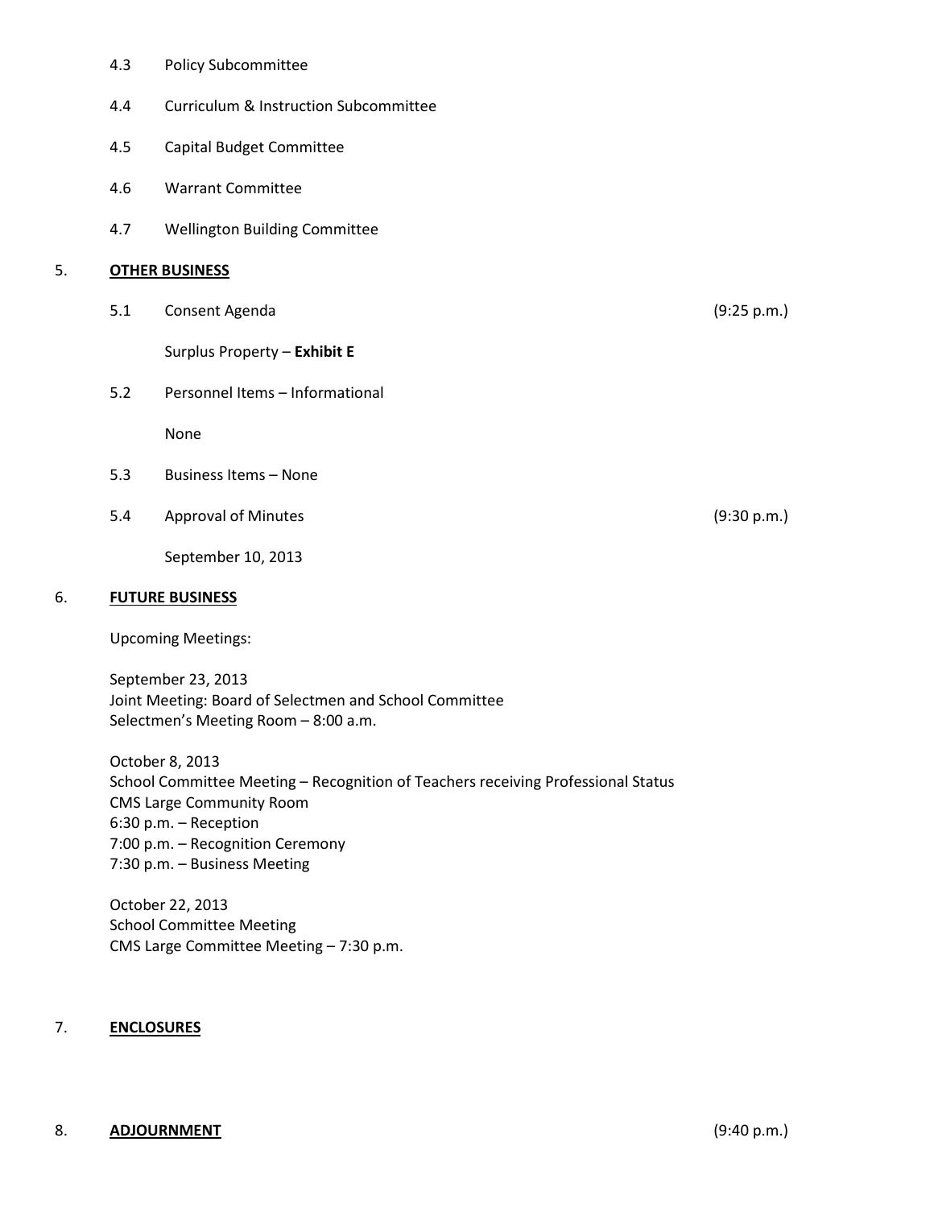4.3 Policy Subcommittee

4.4 Curriculum & Instruction Subcommittee

4.5 Capital Budget Committee

4.6 Warrant Committee

4.7 Wellington Building Committee

## 5. **OTHER BUSINESS**

5.1 Consent Agenda (9:25 p.m.)

Surplus Property – **Exhibit E**

5.2 Personnel Items – Informational

None

5.3 Business Items – None

5.4 Approval of Minutes (9:30 p.m.)

September 10, 2013

## 6. **FUTURE BUSINESS**

Upcoming Meetings:

September 23, 2013
Joint Meeting: Board of Selectmen and School Committee
Selectmen's Meeting Room – 8:00 a.m.

October 8, 2013
School Committee Meeting – Recognition of Teachers receiving Professional Status
CMS Large Community Room
6:30 p.m. – Reception
7:00 p.m. – Recognition Ceremony
7:30 p.m. – Business Meeting

October 22, 2013
School Committee Meeting
CMS Large Committee Meeting – 7:30 p.m.

## 7. **ENCLOSURES**

## 8. **ADJOURNMENT** (9:40 p.m.)